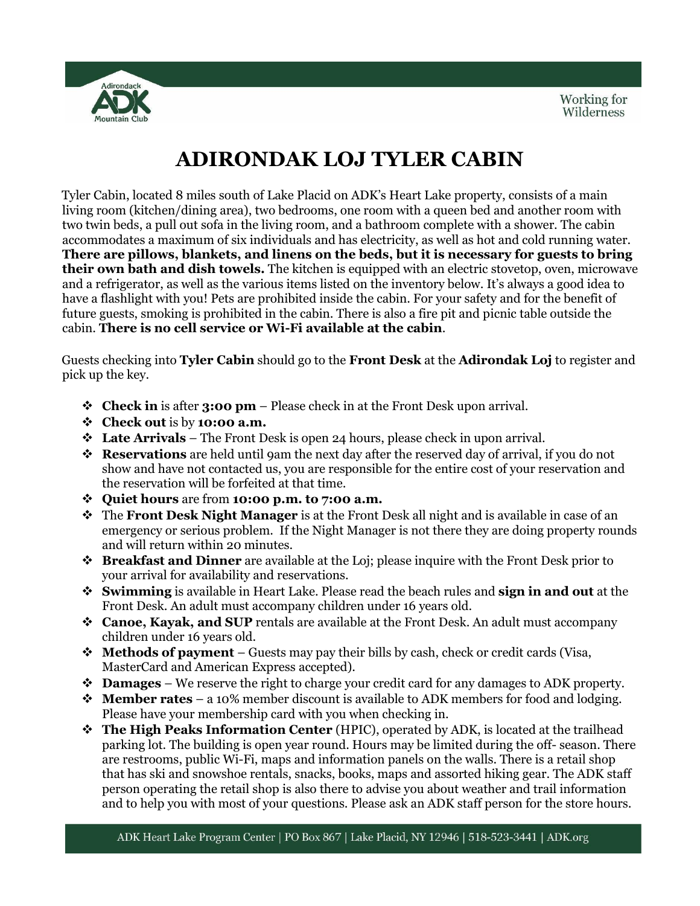# ADIRONDAK LOJ TYLER CABIN

Tyler Cabin, located 8 miles south of Lake Placid on ADK's Heart Lake property, consists of a main living room (kitchen/dining area), two bedrooms, one room with a queen bed and another room with two twin beds, a pull out sofa in the living room, and a bathroom complete with a shower. The cabin accommodates a maximum of six individuals and has electricity, as well as hot and cold running water. **There are pillows, blankets, and linens on the beds, but it is necessary for guests to bring their own bath and dish towels.** The kitchen is equipped with an electric stovetop, oven, microwave and a refrigerator, as well as the various items listed on the inventory below. It's always a good idea to have a flashlight with you! Pets are prohibited inside the cabin. For your safety and for the benefit of future guests, smoking is prohibited in the cabin. There is also a fire pit and picnic table outside the cabin. **There is no cell service or Wi-Fi available at the cabin**.

Guests checking into **Tyler Cabin** should go to the **Front Desk** at the **Adirondak Loj** to register and pick up the key.

- **Check in** is after **3:00 pm** – Please check in at the Front Desk upon arrival.
- **Check out** is by **10:00 a.m.**
- **Late Arrivals** – The Front Desk is open 24 hours, please check in upon arrival.
- **Reservations** are held until 9am the next day after the reserved day of arrival, if you do not show and have not contacted us, you are responsible for the entire cost of your reservation and the reservation will be forfeited at that time.
- **Quiet hours** are from **10:00 p.m. to 7:00 a.m.**
- The **Front Desk Night Manager** is at the Front Desk all night and is available in case of an emergency or serious problem. If the Night Manager is not there they are doing property rounds and will return within 20 minutes.
- **Breakfast and Dinner** are available at the Loj; please inquire with the Front Desk prior to your arrival for availability and reservations.
- **Swimming** is available in Heart Lake. Please read the beach rules and **sign in and out** at the Front Desk. An adult must accompany children under 16 years old.
- **Canoe, Kayak, and SUP** rentals are available at the Front Desk. An adult must accompany children under 16 years old.
- **Methods of payment** – Guests may pay their bills by cash, check or credit cards (Visa, MasterCard and American Express accepted).
- **Damages** – We reserve the right to charge your credit card for any damages to ADK property.
- **Member rates** – a 10% member discount is available to ADK members for food and lodging. Please have your membership card with you when checking in.
- **The High Peaks Information Center** (HPIC), operated by ADK, is located at the trailhead parking lot. The building is open year round. Hours may be limited during the off- season. There are restrooms, public Wi-Fi, maps and information panels on the walls. There is a retail shop that has ski and snowshoe rentals, snacks, books, maps and assorted hiking gear. The ADK staff person operating the retail shop is also there to advise you about weather and trail information and to help you with most of your questions. Please ask an ADK staff person for the store hours.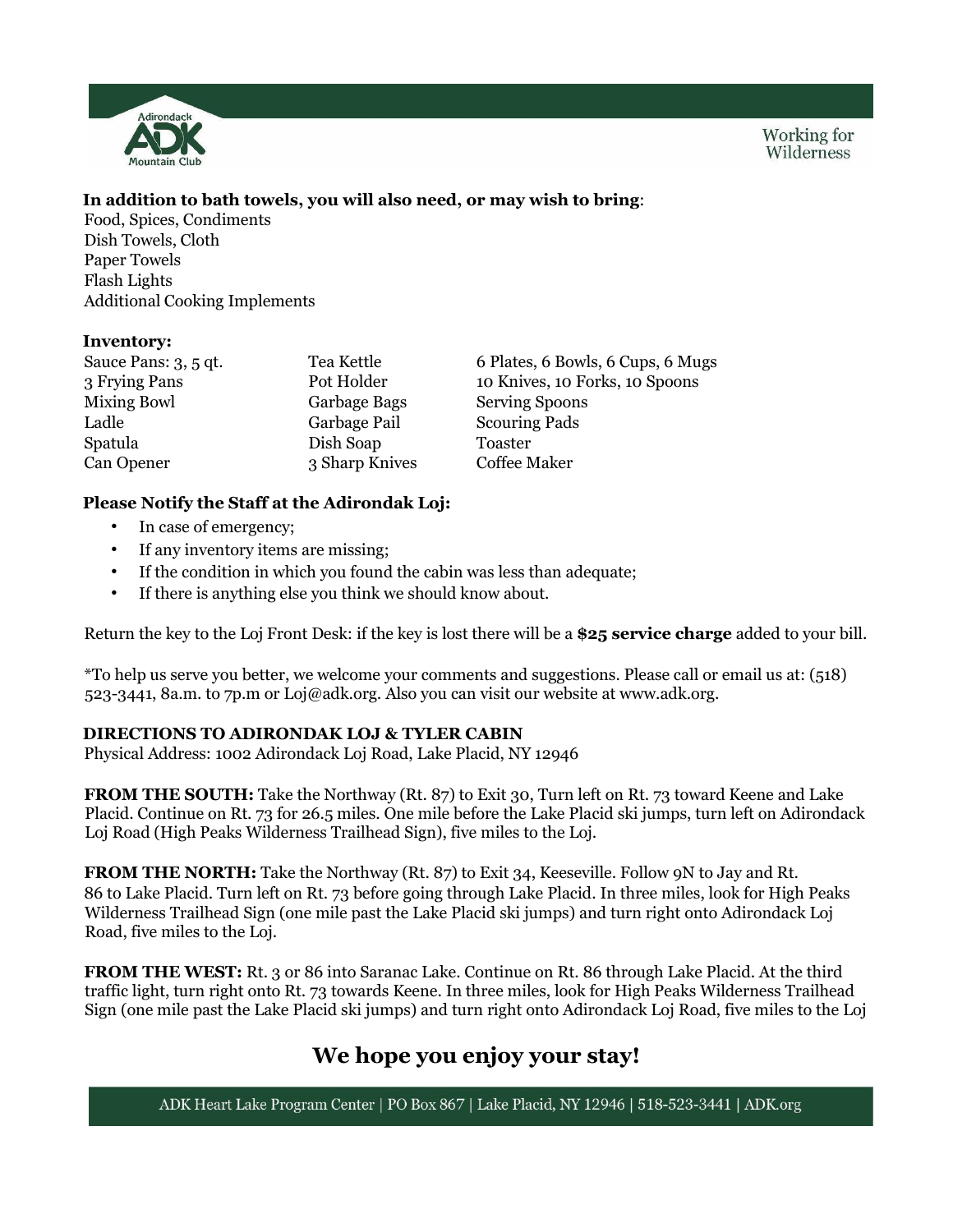**In addition to bath towels, you will also need, or may wish to bring**:

Food, Spices, Condiments
Dish Towels, Cloth
Paper Towels
Flash Lights
Additional Cooking Implements

**Inventory:**

| | | |
|---|---|---|
| Sauce Pans: 3, 5 qt. | Tea Kettle | 6 Plates, 6 Bowls, 6 Cups, 6 Mugs |
| 3 Frying Pans | Pot Holder | 10 Knives, 10 Forks, 10 Spoons |
| Mixing Bowl | Garbage Bags | Serving Spoons |
| Ladle | Garbage Pail | Scouring Pads |
| Spatula | Dish Soap | Toaster |
| Can Opener | 3 Sharp Knives | Coffee Maker |

**Please Notify the Staff at the Adirondak Loj:**

- In case of emergency;
- If any inventory items are missing;
- If the condition in which you found the cabin was less than adequate;
- If there is anything else you think we should know about.

Return the key to the Loj Front Desk: if the key is lost there will be a **$25 service charge** added to your bill.

*To help us serve you better, we welcome your comments and suggestions. Please call or email us at: (518) 523-3441, 8a.m. to 7p.m or Loj@adk.org. Also you can visit our website at www.adk.org.

**DIRECTIONS TO ADIRONDAK LOJ & TYLER CABIN**

Physical Address: 1002 Adirondack Loj Road, Lake Placid, NY 12946

**FROM THE SOUTH:** Take the Northway (Rt. 87) to Exit 30, Turn left on Rt. 73 toward Keene and Lake Placid. Continue on Rt. 73 for 26.5 miles. One mile before the Lake Placid ski jumps, turn left on Adirondack Loj Road (High Peaks Wilderness Trailhead Sign), five miles to the Loj.

**FROM THE NORTH:** Take the Northway (Rt. 87) to Exit 34, Keeseville. Follow 9N to Jay and Rt. 86 to Lake Placid. Turn left on Rt. 73 before going through Lake Placid. In three miles, look for High Peaks Wilderness Trailhead Sign (one mile past the Lake Placid ski jumps) and turn right onto Adirondack Loj Road, five miles to the Loj.

**FROM THE WEST:** Rt. 3 or 86 into Saranac Lake. Continue on Rt. 86 through Lake Placid. At the third traffic light, turn right onto Rt. 73 towards Keene. In three miles, look for High Peaks Wilderness Trailhead Sign (one mile past the Lake Placid ski jumps) and turn right onto Adirondack Loj Road, five miles to the Loj

## We hope you enjoy your stay!